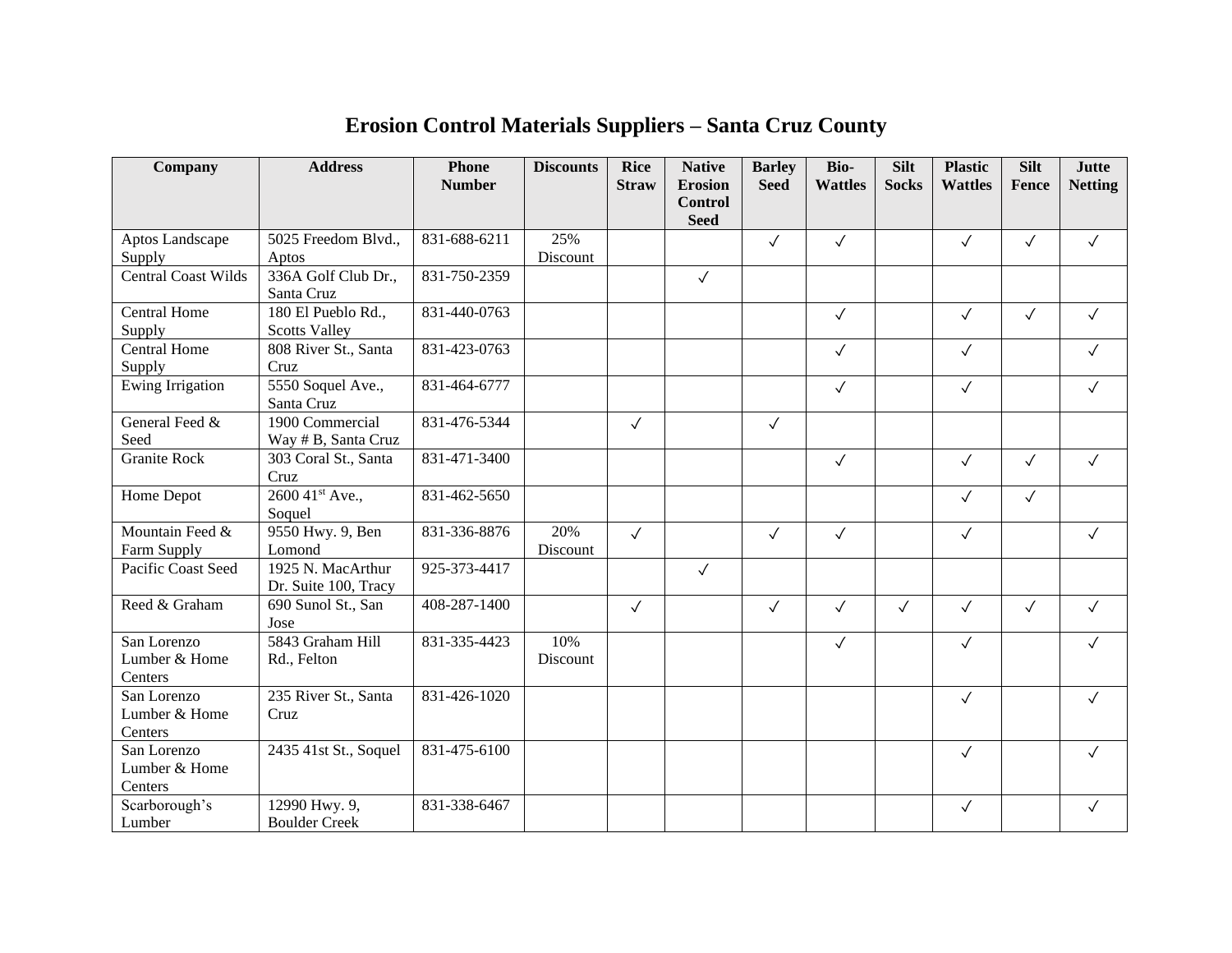# Erosion Control Materials Suppliers – Santa Cruz County

| Company | Address | Phone Number | Discounts | Rice Straw | Native Erosion Control Seed | Barley Seed | Bio-Wattles | Silt Socks | Plastic Wattles | Silt Fence | Jutte Netting |
|---|---|---|---|---|---|---|---|---|---|---|---|
| Aptos Landscape Supply | 5025 Freedom Blvd., Aptos | 831-688-6211 | 25% Discount | | | ✓ | ✓ | | ✓ | ✓ | ✓ |
| Central Coast Wilds | 336A Golf Club Dr., Santa Cruz | 831-750-2359 | | | ✓ | | | | | | |
| Central Home Supply | 180 El Pueblo Rd., Scotts Valley | 831-440-0763 | | | | | ✓ | | ✓ | ✓ | ✓ |
| Central Home Supply | 808 River St., Santa Cruz | 831-423-0763 | | | | | ✓ | | ✓ | | ✓ |
| Ewing Irrigation | 5550 Soquel Ave., Santa Cruz | 831-464-6777 | | | | | ✓ | | ✓ | | ✓ |
| General Feed & Seed | 1900 Commercial Way # B, Santa Cruz | 831-476-5344 | | ✓ | | ✓ | | | | | |
| Granite Rock | 303 Coral St., Santa Cruz | 831-471-3400 | | | | | ✓ | | ✓ | ✓ | ✓ |
| Home Depot | 2600 41st Ave., Soquel | 831-462-5650 | | | | | | | ✓ | ✓ | |
| Mountain Feed & Farm Supply | 9550 Hwy. 9, Ben Lomond | 831-336-8876 | 20% Discount | ✓ | | ✓ | ✓ | | ✓ | | ✓ |
| Pacific Coast Seed | 1925 N. MacArthur Dr. Suite 100, Tracy | 925-373-4417 | | | ✓ | | | | | | |
| Reed & Graham | 690 Sunol St., San Jose | 408-287-1400 | | ✓ | | ✓ | ✓ | ✓ | ✓ | ✓ | ✓ |
| San Lorenzo Lumber & Home Centers | 5843 Graham Hill Rd., Felton | 831-335-4423 | 10% Discount | | | | ✓ | | ✓ | | ✓ |
| San Lorenzo Lumber & Home Centers | 235 River St., Santa Cruz | 831-426-1020 | | | | | | | ✓ | | ✓ |
| San Lorenzo Lumber & Home Centers | 2435 41st St., Soquel | 831-475-6100 | | | | | | | ✓ | | ✓ |
| Scarborough's Lumber | 12990 Hwy. 9, Boulder Creek | 831-338-6467 | | | | | | | ✓ | | ✓ |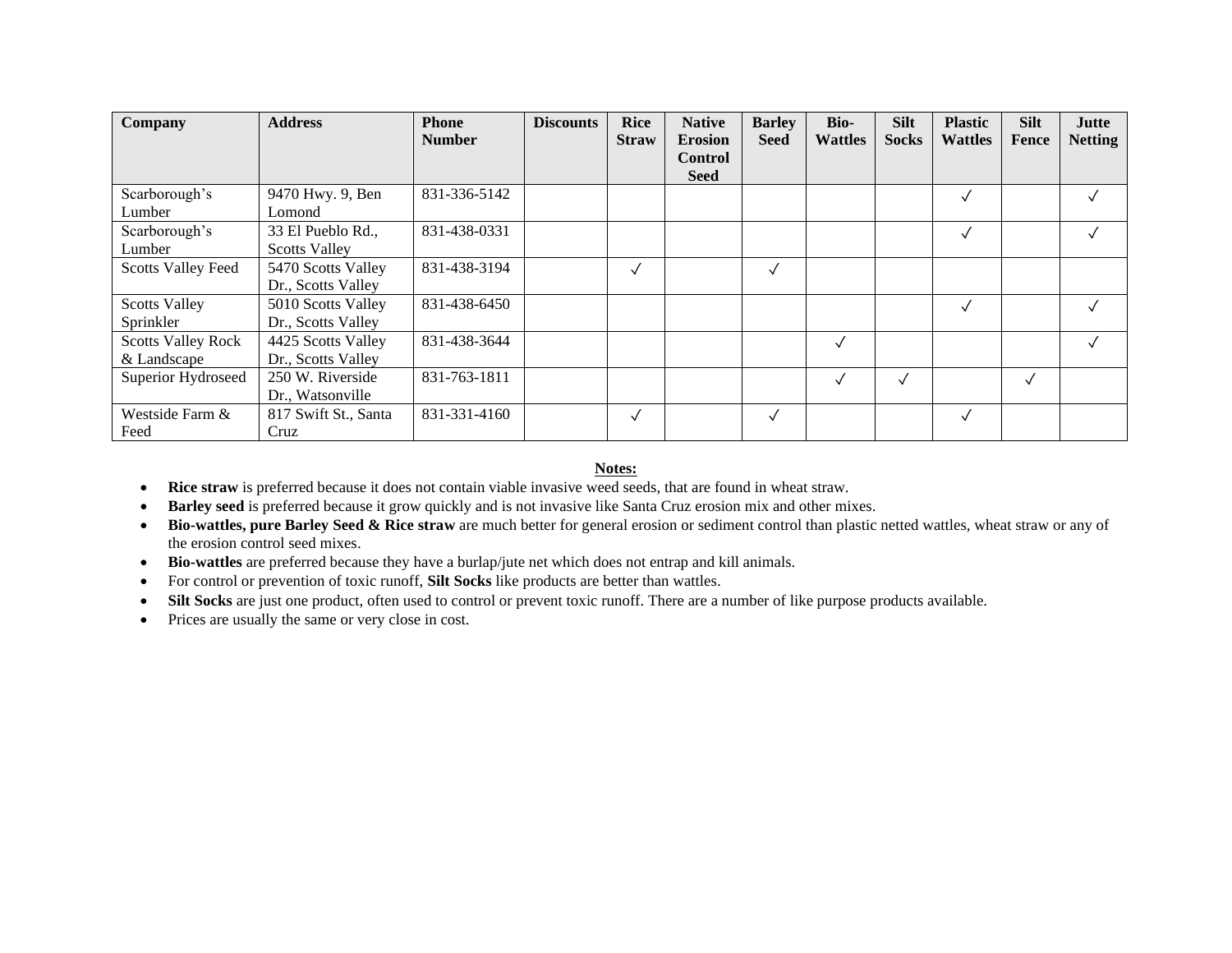| Company | Address | Phone Number | Discounts | Rice Straw | Native Erosion Control Seed | Barley Seed | Bio-Wattles | Silt Socks | Plastic Wattles | Silt Fence | Jutte Netting |
|---|---|---|---|---|---|---|---|---|---|---|---|
| Scarborough's Lumber | 9470 Hwy. 9, Ben Lomond | 831-336-5142 | | | | | | | ✓ | | ✓ |
| Scarborough's Lumber | 33 El Pueblo Rd., Scotts Valley | 831-438-0331 | | | | | | | ✓ | | ✓ |
| Scotts Valley Feed | 5470 Scotts Valley Dr., Scotts Valley | 831-438-3194 | | ✓ | | ✓ | | | | | |
| Scotts Valley Sprinkler | 5010 Scotts Valley Dr., Scotts Valley | 831-438-6450 | | | | | | | ✓ | | ✓ |
| Scotts Valley Rock & Landscape | 4425 Scotts Valley Dr., Scotts Valley | 831-438-3644 | | | | | ✓ | | | | ✓ |
| Superior Hydroseed | 250 W. Riverside Dr., Watsonville | 831-763-1811 | | | | | ✓ | ✓ | | ✓ | |
| Westside Farm & Feed | 817 Swift St., Santa Cruz | 831-331-4160 | | ✓ | | ✓ | | | ✓ | | |

**Notes:**

- **Rice straw** is preferred because it does not contain viable invasive weed seeds, that are found in wheat straw.
- **Barley seed** is preferred because it grow quickly and is not invasive like Santa Cruz erosion mix and other mixes.
- **Bio-wattles, pure Barley Seed & Rice straw** are much better for general erosion or sediment control than plastic netted wattles, wheat straw or any of the erosion control seed mixes.
- **Bio-wattles** are preferred because they have a burlap/jute net which does not entrap and kill animals.
- For control or prevention of toxic runoff, **Silt Socks** like products are better than wattles.
- **Silt Socks** are just one product, often used to control or prevent toxic runoff. There are a number of like purpose products available.
- Prices are usually the same or very close in cost.